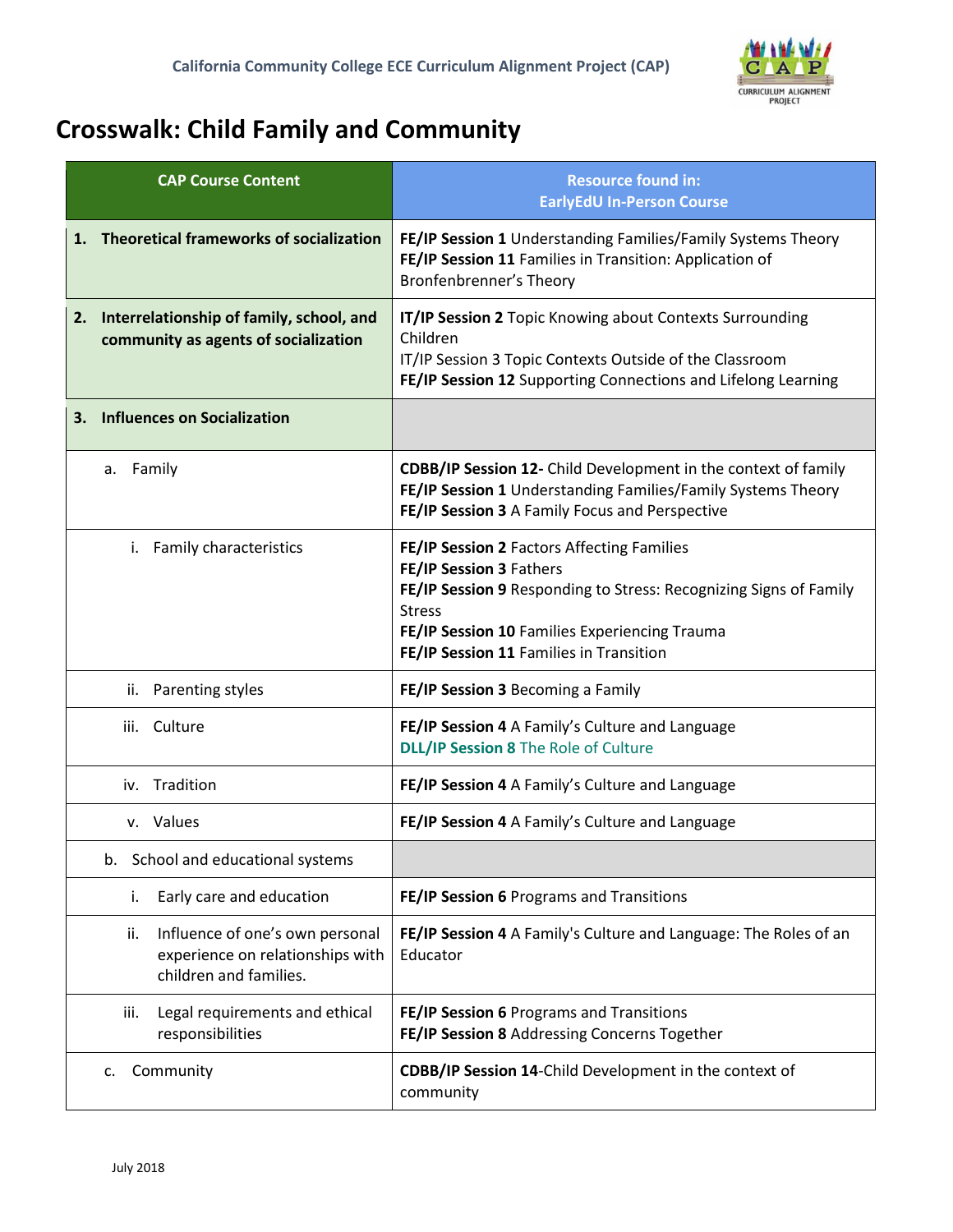California Community College ECE Curriculum Alignment Project (CAP)

# Crosswalk: Child Family and Community

| CAP Course Content | Resource found in: EarlyEdU In-Person Course |
|---|---|
| **1. Theoretical frameworks of socialization** | **FE/IP Session 1** Understanding Families/Family Systems Theory<br>**FE/IP Session 11** Families in Transition: Application of Bronfenbrenner's Theory |
| **2. Interrelationship of family, school, and community as agents of socialization** | **IT/IP Session 2** Topic Knowing about Contexts Surrounding Children<br>IT/IP Session 3 Topic Contexts Outside of the Classroom<br>**FE/IP Session 12** Supporting Connections and Lifelong Learning |
| **3. Influences on Socialization** | |
| a. Family | **CDBB/IP Session 12-** Child Development in the context of family<br>**FE/IP Session 1** Understanding Families/Family Systems Theory<br>**FE/IP Session 3** A Family Focus and Perspective |
| i. Family characteristics | **FE/IP Session 2** Factors Affecting Families<br>**FE/IP Session 3** Fathers<br>**FE/IP Session 9** Responding to Stress: Recognizing Signs of Family Stress<br>**FE/IP Session 10** Families Experiencing Trauma<br>**FE/IP Session 11** Families in Transition |
| ii. Parenting styles | **FE/IP Session 3** Becoming a Family |
| iii. Culture | **FE/IP Session 4** A Family's Culture and Language<br>**DLL/IP Session 8** The Role of Culture |
| iv. Tradition | **FE/IP Session 4** A Family's Culture and Language |
| v. Values | **FE/IP Session 4** A Family's Culture and Language |
| b. School and educational systems | |
| i. Early care and education | **FE/IP Session 6** Programs and Transitions |
| ii. Influence of one's own personal experience on relationships with children and families. | **FE/IP Session 4** A Family's Culture and Language: The Roles of an Educator |
| iii. Legal requirements and ethical responsibilities | **FE/IP Session 6** Programs and Transitions<br>**FE/IP Session 8** Addressing Concerns Together |
| c. Community | **CDBB/IP Session 14**-Child Development in the context of community |

July 2018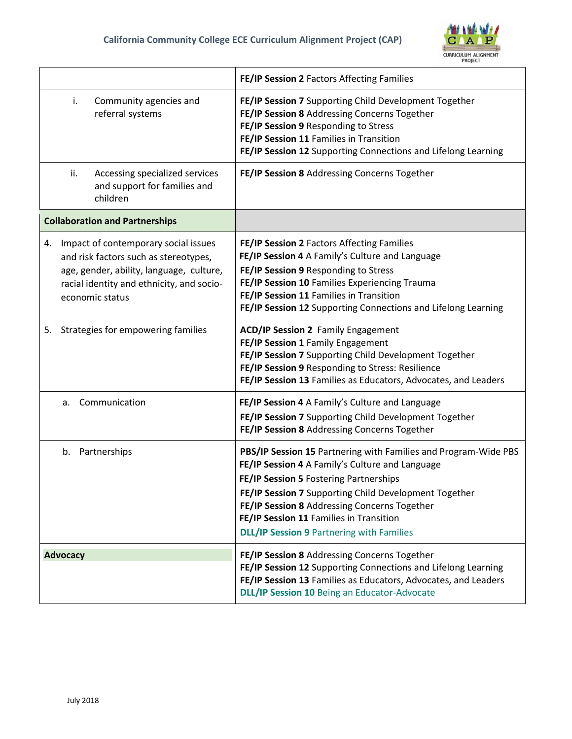| | |
|---|---|
| | **FE/IP Session 2** Factors Affecting Families |
| i. Community agencies and referral systems | **FE/IP Session 7** Supporting Child Development Together<br>**FE/IP Session 8** Addressing Concerns Together<br>**FE/IP Session 9** Responding to Stress<br>**FE/IP Session 11** Families in Transition<br>**FE/IP Session 12** Supporting Connections and Lifelong Learning |
| ii. Accessing specialized services and support for families and children | **FE/IP Session 8** Addressing Concerns Together |
| **Collaboration and Partnerships** | |
| 4. Impact of contemporary social issues and risk factors such as stereotypes, age, gender, ability, language, culture, racial identity and ethnicity, and socio-economic status | **FE/IP Session 2** Factors Affecting Families<br>**FE/IP Session 4** A Family's Culture and Language<br>**FE/IP Session 9** Responding to Stress<br>**FE/IP Session 10** Families Experiencing Trauma<br>**FE/IP Session 11** Families in Transition<br>**FE/IP Session 12** Supporting Connections and Lifelong Learning |
| 5. Strategies for empowering families | **ACD/IP Session 2** Family Engagement<br>**FE/IP Session 1** Family Engagement<br>**FE/IP Session 7** Supporting Child Development Together<br>**FE/IP Session 9** Responding to Stress: Resilience<br>**FE/IP Session 13** Families as Educators, Advocates, and Leaders |
| a. Communication | **FE/IP Session 4** A Family's Culture and Language<br>**FE/IP Session 7** Supporting Child Development Together<br>**FE/IP Session 8** Addressing Concerns Together |
| b. Partnerships | **PBS/IP Session 15** Partnering with Families and Program-Wide PBS<br>**FE/IP Session 4** A Family's Culture and Language<br>**FE/IP Session 5** Fostering Partnerships<br>**FE/IP Session 7** Supporting Child Development Together<br>**FE/IP Session 8** Addressing Concerns Together<br>**FE/IP Session 11** Families in Transition<br>**DLL/IP Session 9** Partnering with Families |
| **Advocacy** | **FE/IP Session 8** Addressing Concerns Together<br>**FE/IP Session 12** Supporting Connections and Lifelong Learning<br>**FE/IP Session 13** Families as Educators, Advocates, and Leaders<br>**DLL/IP Session 10** Being an Educator-Advocate |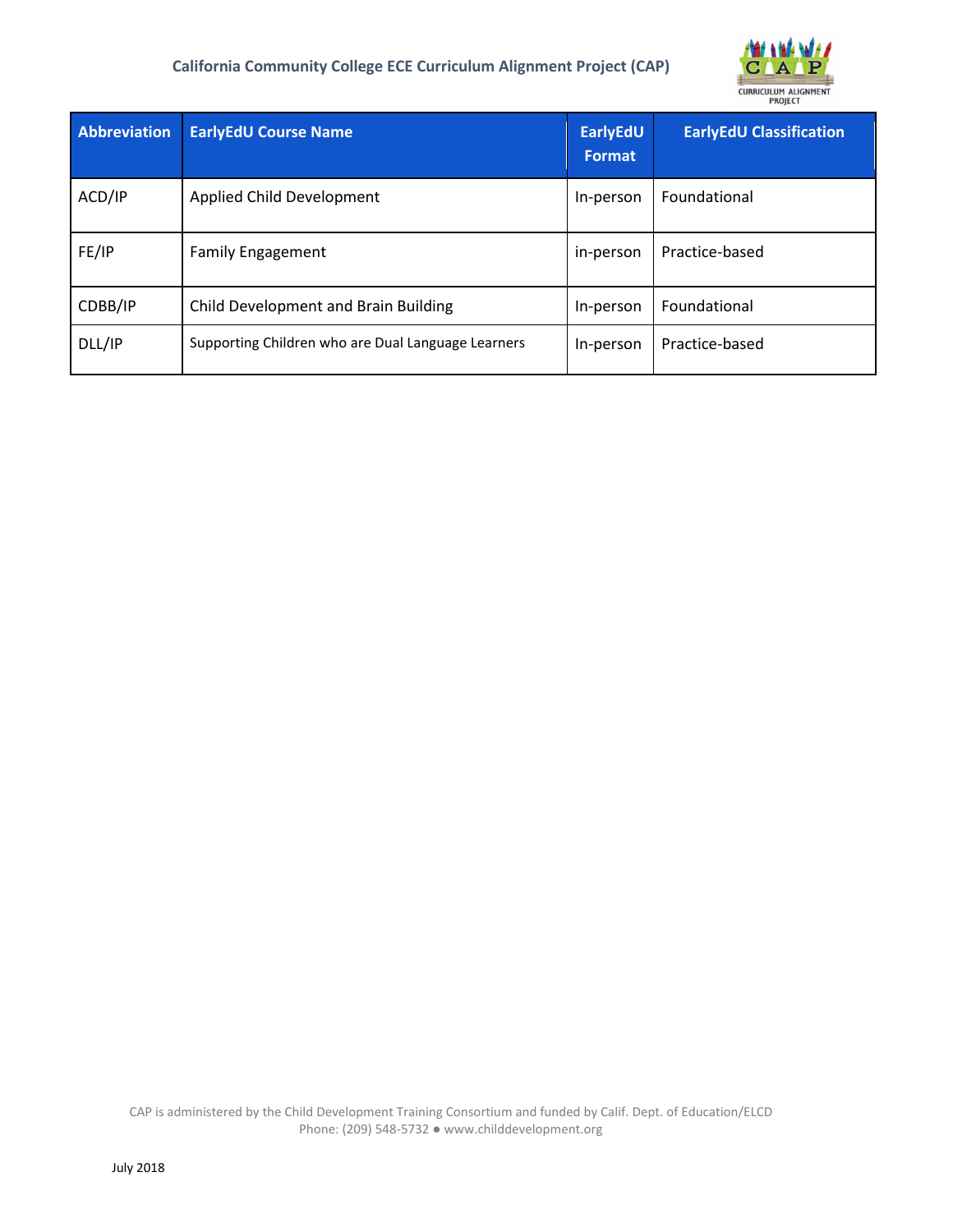| Abbreviation | EarlyEdU Course Name | EarlyEdU Format | EarlyEdU Classification |
|---|---|---|---|
| ACD/IP | Applied Child Development | In-person | Foundational |
| FE/IP | Family Engagement | in-person | Practice-based |
| CDBB/IP | Child Development and Brain Building | In-person | Foundational |
| DLL/IP | Supporting Children who are Dual Language Learners | In-person | Practice-based |